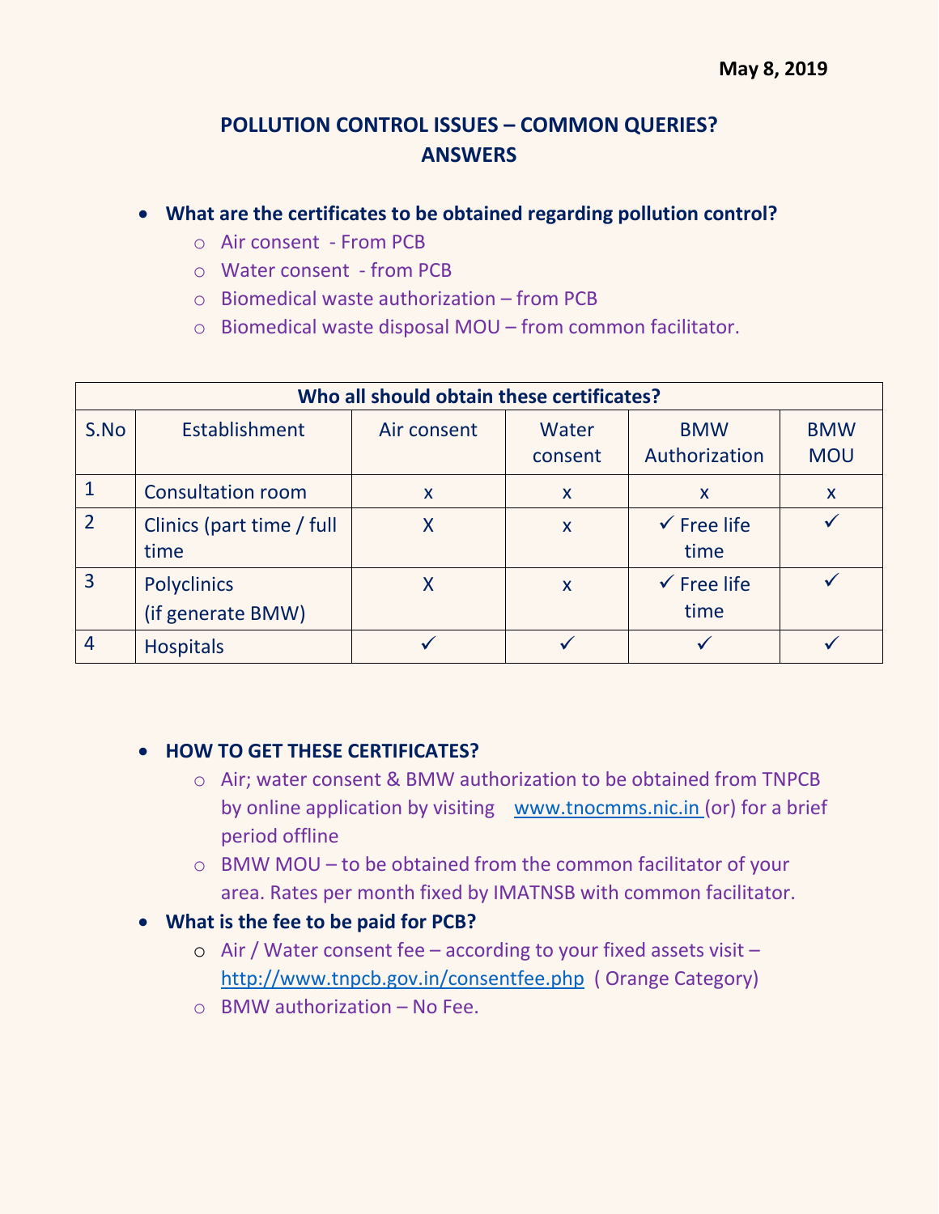May 8, 2019

# POLLUTION CONTROL ISSUES – COMMON QUERIES? ANSWERS

- **What are the certificates to be obtained regarding pollution control?**
  - Air consent - From PCB
  - Water consent - from PCB
  - Biomedical waste authorization – from PCB
  - Biomedical waste disposal MOU – from common facilitator.

| Who all should obtain these certificates? | | | | | |
|---|---|---|---|---|---|
| S.No | Establishment | Air consent | Water consent | BMW Authorization | BMW MOU |
| 1 | Consultation room | x | x | x | x |
| 2 | Clinics (part time / full time | X | x | ✓ Free life time | ✓ |
| 3 | Polyclinics (if generate BMW) | X | x | ✓ Free life time | ✓ |
| 4 | Hospitals | ✓ | ✓ | ✓ | ✓ |

- **HOW TO GET THESE CERTIFICATES?**
  - Air; water consent & BMW authorization to be obtained from TNPCB by online application by visiting www.tnocmms.nic.in (or) for a brief period offline
  - BMW MOU – to be obtained from the common facilitator of your area. Rates per month fixed by IMATNSB with common facilitator.
- **What is the fee to be paid for PCB?**
  - Air / Water consent fee – according to your fixed assets visit – http://www.tnpcb.gov.in/consentfee.php ( Orange Category)
  - BMW authorization – No Fee.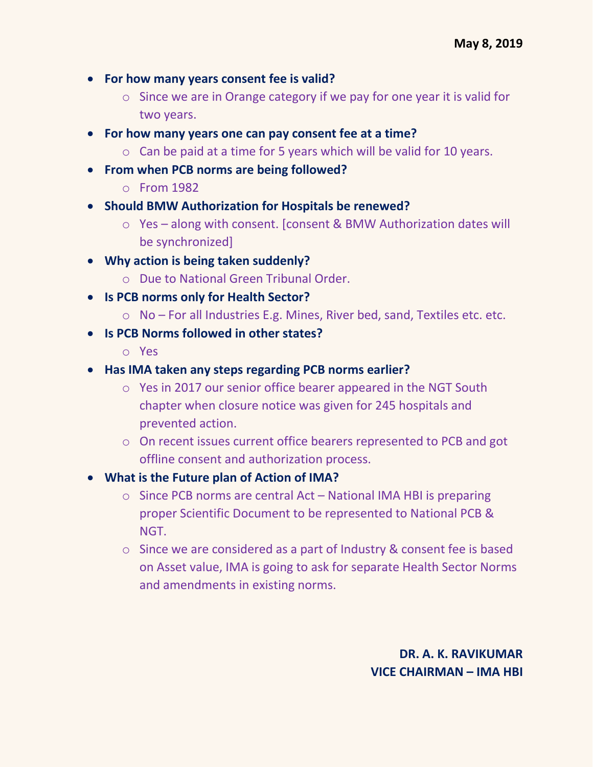May 8, 2019

- **For how many years consent fee is valid?**
  - Since we are in Orange category if we pay for one year it is valid for two years.
- **For how many years one can pay consent fee at a time?**
  - Can be paid at a time for 5 years which will be valid for 10 years.
- **From when PCB norms are being followed?**
  - From 1982
- **Should BMW Authorization for Hospitals be renewed?**
  - Yes – along with consent. [consent & BMW Authorization dates will be synchronized]
- **Why action is being taken suddenly?**
  - Due to National Green Tribunal Order.
- **Is PCB norms only for Health Sector?**
  - No – For all Industries E.g. Mines, River bed, sand, Textiles etc. etc.
- **Is PCB Norms followed in other states?**
  - Yes
- **Has IMA taken any steps regarding PCB norms earlier?**
  - Yes in 2017 our senior office bearer appeared in the NGT South chapter when closure notice was given for 245 hospitals and prevented action.
  - On recent issues current office bearers represented to PCB and got offline consent and authorization process.
- **What is the Future plan of Action of IMA?**
  - Since PCB norms are central Act – National IMA HBI is preparing proper Scientific Document to be represented to National PCB & NGT.
  - Since we are considered as a part of Industry & consent fee is based on Asset value, IMA is going to ask for separate Health Sector Norms and amendments in existing norms.

**DR. A. K. RAVIKUMAR**
**VICE CHAIRMAN – IMA HBI**